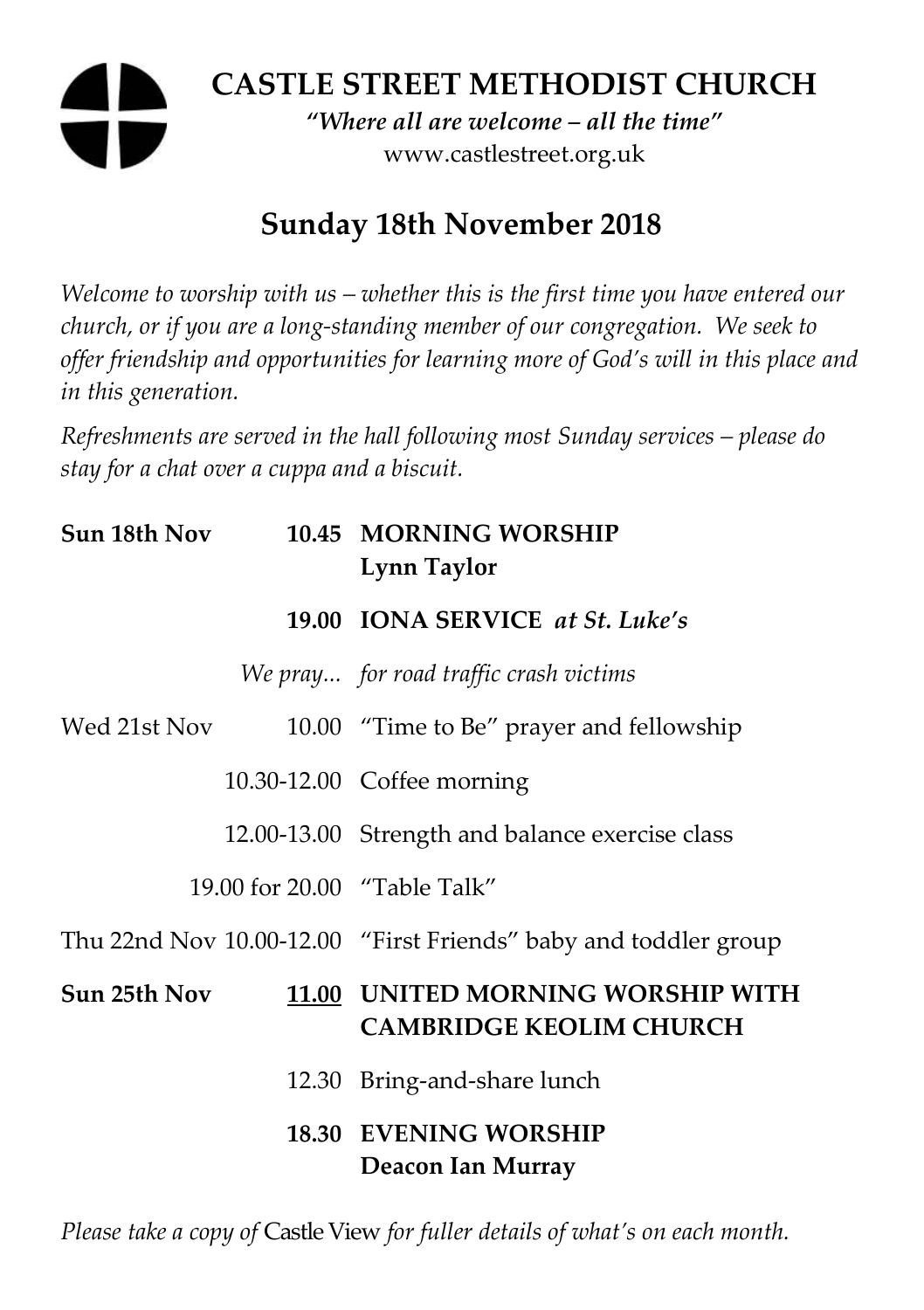# CASTLE STREET METHODIST CHURCH

*"Where all are welcome – all the time"*

www.castlestreet.org.uk

## Sunday 18th November 2018

*Welcome to worship with us – whether this is the first time you have entered our church, or if you are a long-standing member of our congregation. We seek to offer friendship and opportunities for learning more of God's will in this place and in this generation.*

*Refreshments are served in the hall following most Sunday services – please do stay for a chat over a cuppa and a biscuit.*

| | | |
|---|---|---|
| **Sun 18th Nov** | **10.45** | **MORNING WORSHIP** **Lynn Taylor** |
| | **19.00** | **IONA SERVICE** ***at St. Luke's*** |
| | *We pray...* | *for road traffic crash victims* |
| Wed 21st Nov | 10.00 | "Time to Be" prayer and fellowship |
| | 10.30-12.00 | Coffee morning |
| | 12.00-13.00 | Strength and balance exercise class |
| | 19.00 for 20.00 | "Table Talk" |
| Thu 22nd Nov | 10.00-12.00 | "First Friends" baby and toddler group |
| **Sun 25th Nov** | **<u>11.00</u>** | **UNITED MORNING WORSHIP WITH CAMBRIDGE KEOLIM CHURCH** |
| | 12.30 | Bring-and-share lunch |
| | **18.30** | **EVENING WORSHIP** **Deacon Ian Murray** |

*Please take a copy of* Castle View *for fuller details of what's on each month.*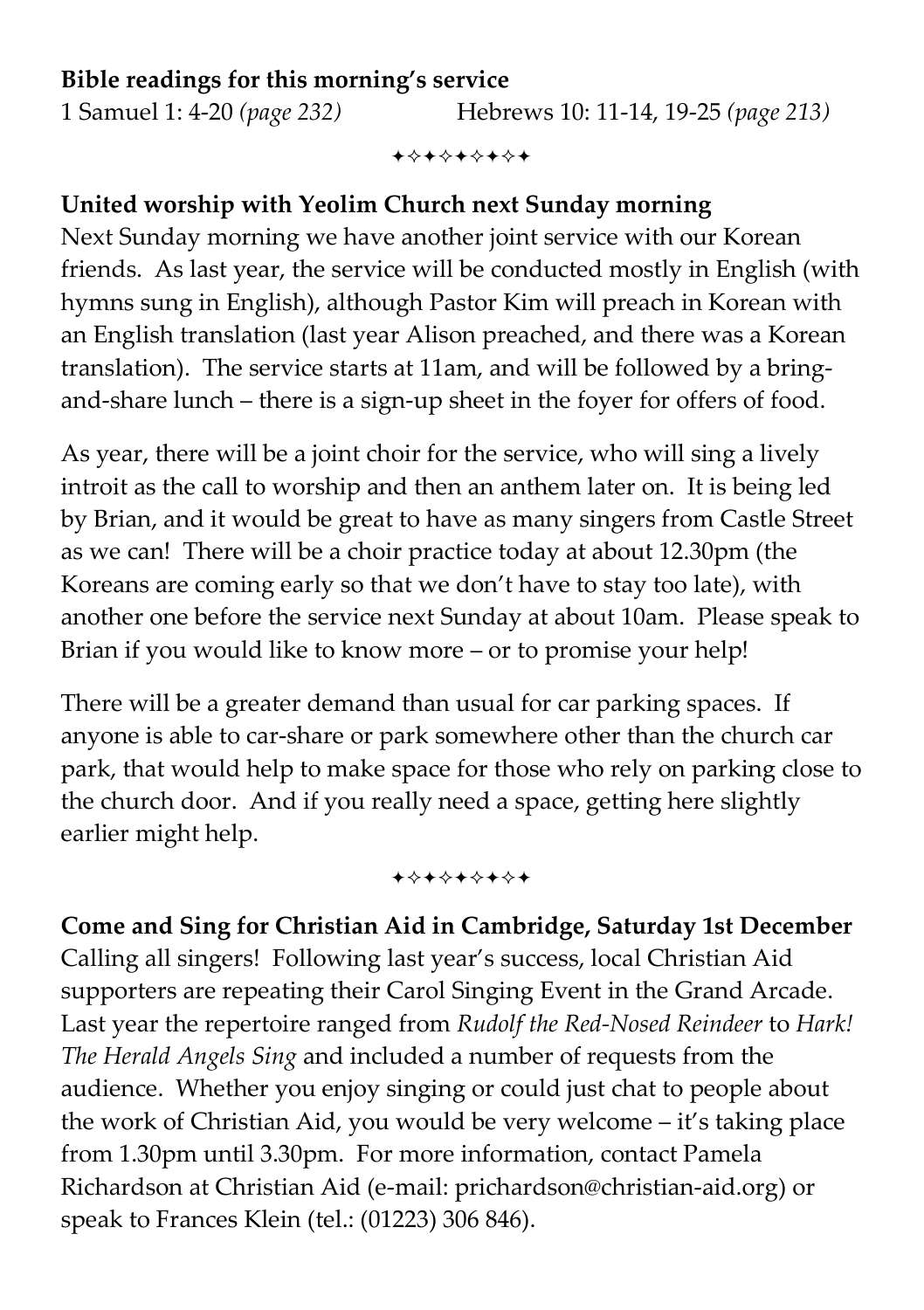**Bible readings for this morning's service**

1 Samuel 1: 4-20 *(page 232)* Hebrews 10: 11-14, 19-25 *(page 213)*

✦✧✦✧✦✧✦✧✦

**United worship with Yeolim Church next Sunday morning**

Next Sunday morning we have another joint service with our Korean friends. As last year, the service will be conducted mostly in English (with hymns sung in English), although Pastor Kim will preach in Korean with an English translation (last year Alison preached, and there was a Korean translation). The service starts at 11am, and will be followed by a bring-and-share lunch – there is a sign-up sheet in the foyer for offers of food.

As year, there will be a joint choir for the service, who will sing a lively introit as the call to worship and then an anthem later on. It is being led by Brian, and it would be great to have as many singers from Castle Street as we can! There will be a choir practice today at about 12.30pm (the Koreans are coming early so that we don't have to stay too late), with another one before the service next Sunday at about 10am. Please speak to Brian if you would like to know more – or to promise your help!

There will be a greater demand than usual for car parking spaces. If anyone is able to car-share or park somewhere other than the church car park, that would help to make space for those who rely on parking close to the church door. And if you really need a space, getting here slightly earlier might help.

✦✧✦✧✦✧✦✧✦

**Come and Sing for Christian Aid in Cambridge, Saturday 1st December**

Calling all singers! Following last year's success, local Christian Aid supporters are repeating their Carol Singing Event in the Grand Arcade. Last year the repertoire ranged from *Rudolf the Red-Nosed Reindeer* to *Hark! The Herald Angels Sing* and included a number of requests from the audience. Whether you enjoy singing or could just chat to people about the work of Christian Aid, you would be very welcome – it's taking place from 1.30pm until 3.30pm. For more information, contact Pamela Richardson at Christian Aid (e-mail: prichardson@christian-aid.org) or speak to Frances Klein (tel.: (01223) 306 846).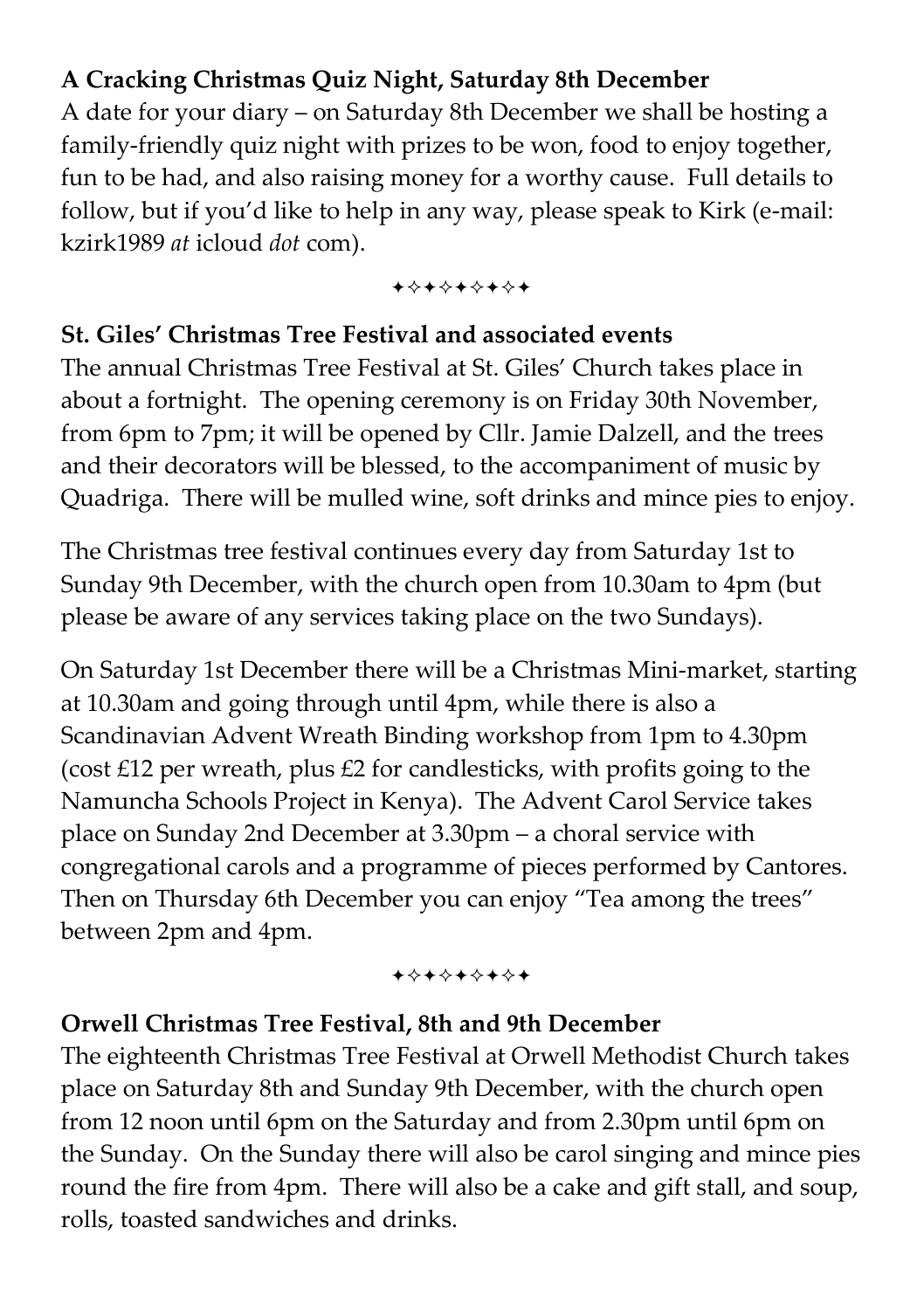**A Cracking Christmas Quiz Night, Saturday 8th December**

A date for your diary – on Saturday 8th December we shall be hosting a family-friendly quiz night with prizes to be won, food to enjoy together, fun to be had, and also raising money for a worthy cause. Full details to follow, but if you'd like to help in any way, please speak to Kirk (e-mail: kzirk1989 *at* icloud *dot* com).

✦✧✦✧✦✧✦✧✦

**St. Giles' Christmas Tree Festival and associated events**

The annual Christmas Tree Festival at St. Giles' Church takes place in about a fortnight. The opening ceremony is on Friday 30th November, from 6pm to 7pm; it will be opened by Cllr. Jamie Dalzell, and the trees and their decorators will be blessed, to the accompaniment of music by Quadriga. There will be mulled wine, soft drinks and mince pies to enjoy.

The Christmas tree festival continues every day from Saturday 1st to Sunday 9th December, with the church open from 10.30am to 4pm (but please be aware of any services taking place on the two Sundays).

On Saturday 1st December there will be a Christmas Mini-market, starting at 10.30am and going through until 4pm, while there is also a Scandinavian Advent Wreath Binding workshop from 1pm to 4.30pm (cost £12 per wreath, plus £2 for candlesticks, with profits going to the Namuncha Schools Project in Kenya). The Advent Carol Service takes place on Sunday 2nd December at 3.30pm – a choral service with congregational carols and a programme of pieces performed by Cantores. Then on Thursday 6th December you can enjoy "Tea among the trees" between 2pm and 4pm.

✦✧✦✧✦✧✦✧✦

**Orwell Christmas Tree Festival, 8th and 9th December**

The eighteenth Christmas Tree Festival at Orwell Methodist Church takes place on Saturday 8th and Sunday 9th December, with the church open from 12 noon until 6pm on the Saturday and from 2.30pm until 6pm on the Sunday. On the Sunday there will also be carol singing and mince pies round the fire from 4pm. There will also be a cake and gift stall, and soup, rolls, toasted sandwiches and drinks.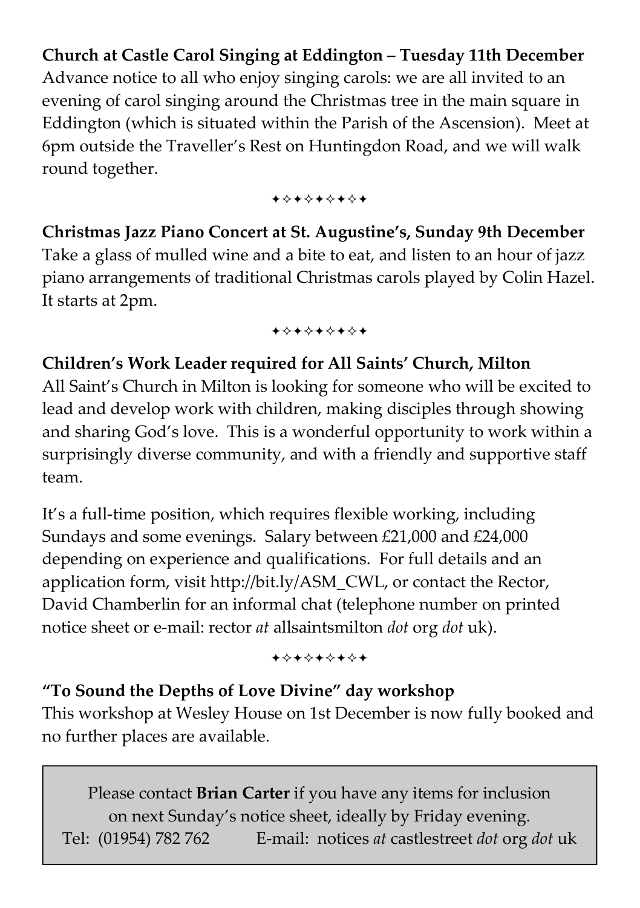**Church at Castle Carol Singing at Eddington – Tuesday 11th December**
Advance notice to all who enjoy singing carols: we are all invited to an evening of carol singing around the Christmas tree in the main square in Eddington (which is situated within the Parish of the Ascension). Meet at 6pm outside the Traveller's Rest on Huntingdon Road, and we will walk round together.

✦✧✦✧✦✧✦✧✦

**Christmas Jazz Piano Concert at St. Augustine's, Sunday 9th December**
Take a glass of mulled wine and a bite to eat, and listen to an hour of jazz piano arrangements of traditional Christmas carols played by Colin Hazel. It starts at 2pm.

✦✧✦✧✦✧✦✧✦

**Children's Work Leader required for All Saints' Church, Milton**
All Saint's Church in Milton is looking for someone who will be excited to lead and develop work with children, making disciples through showing and sharing God's love. This is a wonderful opportunity to work within a surprisingly diverse community, and with a friendly and supportive staff team.

It's a full-time position, which requires flexible working, including Sundays and some evenings. Salary between £21,000 and £24,000 depending on experience and qualifications. For full details and an application form, visit http://bit.ly/ASM_CWL, or contact the Rector, David Chamberlin for an informal chat (telephone number on printed notice sheet or e-mail: rector *at* allsaintsmilton *dot* org *dot* uk).

✦✧✦✧✦✧✦✧✦

**"To Sound the Depths of Love Divine" day workshop**
This workshop at Wesley House on 1st December is now fully booked and no further places are available.

Please contact **Brian Carter** if you have any items for inclusion on next Sunday's notice sheet, ideally by Friday evening.
Tel: (01954) 782 762 E-mail: notices *at* castlestreet *dot* org *dot* uk